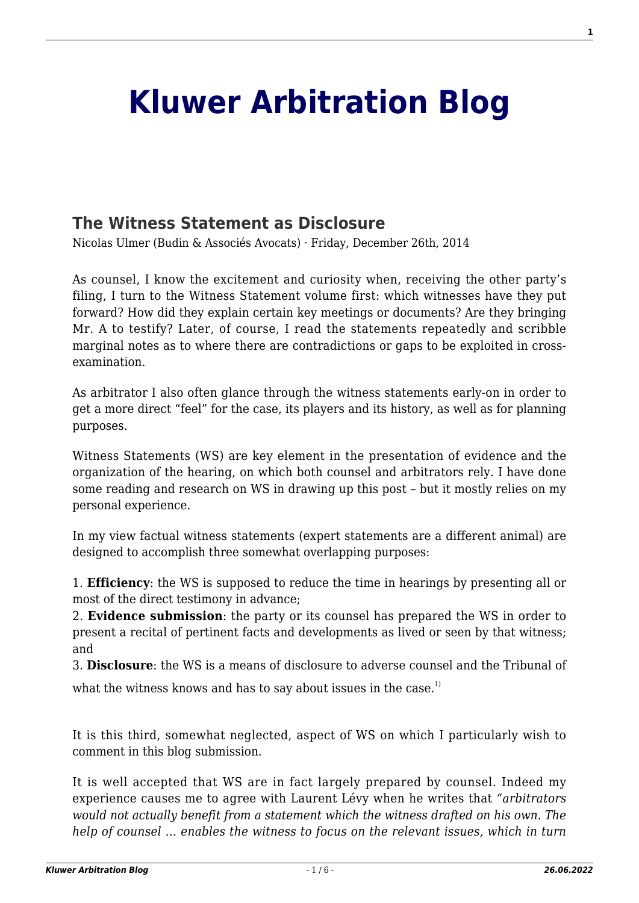# Kluwer Arbitration Blog

## The Witness Statement as Disclosure

Nicolas Ulmer (Budin & Associés Avocats) · Friday, December 26th, 2014

As counsel, I know the excitement and curiosity when, receiving the other party's filing, I turn to the Witness Statement volume first: which witnesses have they put forward? How did they explain certain key meetings or documents? Are they bringing Mr. A to testify? Later, of course, I read the statements repeatedly and scribble marginal notes as to where there are contradictions or gaps to be exploited in cross-examination.

As arbitrator I also often glance through the witness statements early-on in order to get a more direct "feel" for the case, its players and its history, as well as for planning purposes.

Witness Statements (WS) are key element in the presentation of evidence and the organization of the hearing, on which both counsel and arbitrators rely. I have done some reading and research on WS in drawing up this post – but it mostly relies on my personal experience.

In my view factual witness statements (expert statements are a different animal) are designed to accomplish three somewhat overlapping purposes:

1. **Efficiency**: the WS is supposed to reduce the time in hearings by presenting all or most of the direct testimony in advance;
2. **Evidence submission**: the party or its counsel has prepared the WS in order to present a recital of pertinent facts and developments as lived or seen by that witness; and
3. **Disclosure**: the WS is a means of disclosure to adverse counsel and the Tribunal of what the witness knows and has to say about issues in the case.[1]

It is this third, somewhat neglected, aspect of WS on which I particularly wish to comment in this blog submission.

It is well accepted that WS are in fact largely prepared by counsel. Indeed my experience causes me to agree with Laurent Lévy when he writes that *"arbitrators would not actually benefit from a statement which the witness drafted on his own. The help of counsel … enables the witness to focus on the relevant issues, which in turn*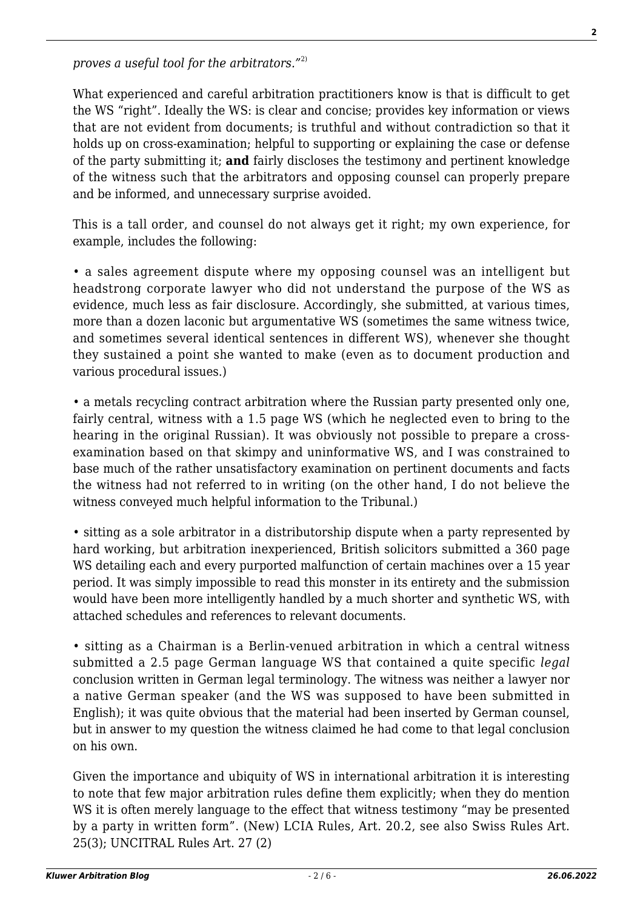*proves a useful tool for the arbitrators."*[2)]

What experienced and careful arbitration practitioners know is that is difficult to get the WS "right". Ideally the WS: is clear and concise; provides key information or views that are not evident from documents; is truthful and without contradiction so that it holds up on cross-examination; helpful to supporting or explaining the case or defense of the party submitting it; **and** fairly discloses the testimony and pertinent knowledge of the witness such that the arbitrators and opposing counsel can properly prepare and be informed, and unnecessary surprise avoided.

This is a tall order, and counsel do not always get it right; my own experience, for example, includes the following:

• a sales agreement dispute where my opposing counsel was an intelligent but headstrong corporate lawyer who did not understand the purpose of the WS as evidence, much less as fair disclosure. Accordingly, she submitted, at various times, more than a dozen laconic but argumentative WS (sometimes the same witness twice, and sometimes several identical sentences in different WS), whenever she thought they sustained a point she wanted to make (even as to document production and various procedural issues.)

• a metals recycling contract arbitration where the Russian party presented only one, fairly central, witness with a 1.5 page WS (which he neglected even to bring to the hearing in the original Russian). It was obviously not possible to prepare a cross-examination based on that skimpy and uninformative WS, and I was constrained to base much of the rather unsatisfactory examination on pertinent documents and facts the witness had not referred to in writing (on the other hand, I do not believe the witness conveyed much helpful information to the Tribunal.)

• sitting as a sole arbitrator in a distributorship dispute when a party represented by hard working, but arbitration inexperienced, British solicitors submitted a 360 page WS detailing each and every purported malfunction of certain machines over a 15 year period. It was simply impossible to read this monster in its entirety and the submission would have been more intelligently handled by a much shorter and synthetic WS, with attached schedules and references to relevant documents.

• sitting as a Chairman is a Berlin-venued arbitration in which a central witness submitted a 2.5 page German language WS that contained a quite specific *legal* conclusion written in German legal terminology. The witness was neither a lawyer nor a native German speaker (and the WS was supposed to have been submitted in English); it was quite obvious that the material had been inserted by German counsel, but in answer to my question the witness claimed he had come to that legal conclusion on his own.

Given the importance and ubiquity of WS in international arbitration it is interesting to note that few major arbitration rules define them explicitly; when they do mention WS it is often merely language to the effect that witness testimony "may be presented by a party in written form". (New) LCIA Rules, Art. 20.2, see also Swiss Rules Art. 25(3); UNCITRAL Rules Art. 27 (2)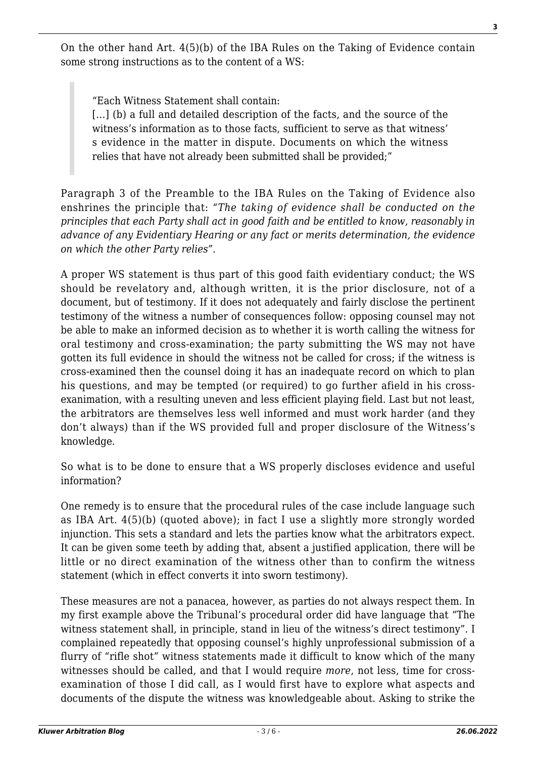On the other hand Art. 4(5)(b) of the IBA Rules on the Taking of Evidence contain some strong instructions as to the content of a WS:

> "Each Witness Statement shall contain:
> […] (b) a full and detailed description of the facts, and the source of the witness's information as to those facts, sufficient to serve as that witness' s evidence in the matter in dispute. Documents on which the witness relies that have not already been submitted shall be provided;"

Paragraph 3 of the Preamble to the IBA Rules on the Taking of Evidence also enshrines the principle that: *"The taking of evidence shall be conducted on the principles that each Party shall act in good faith and be entitled to know, reasonably in advance of any Evidentiary Hearing or any fact or merits determination, the evidence on which the other Party relies".*

A proper WS statement is thus part of this good faith evidentiary conduct; the WS should be revelatory and, although written, it is the prior disclosure, not of a document, but of testimony. If it does not adequately and fairly disclose the pertinent testimony of the witness a number of consequences follow: opposing counsel may not be able to make an informed decision as to whether it is worth calling the witness for oral testimony and cross-examination; the party submitting the WS may not have gotten its full evidence in should the witness not be called for cross; if the witness is cross-examined then the counsel doing it has an inadequate record on which to plan his questions, and may be tempted (or required) to go further afield in his cross-exanimation, with a resulting uneven and less efficient playing field. Last but not least, the arbitrators are themselves less well informed and must work harder (and they don't always) than if the WS provided full and proper disclosure of the Witness's knowledge.

So what is to be done to ensure that a WS properly discloses evidence and useful information?

One remedy is to ensure that the procedural rules of the case include language such as IBA Art. 4(5)(b) (quoted above); in fact I use a slightly more strongly worded injunction. This sets a standard and lets the parties know what the arbitrators expect. It can be given some teeth by adding that, absent a justified application, there will be little or no direct examination of the witness other than to confirm the witness statement (which in effect converts it into sworn testimony).

These measures are not a panacea, however, as parties do not always respect them. In my first example above the Tribunal's procedural order did have language that "The witness statement shall, in principle, stand in lieu of the witness's direct testimony". I complained repeatedly that opposing counsel's highly unprofessional submission of a flurry of "rifle shot" witness statements made it difficult to know which of the many witnesses should be called, and that I would require *more*, not less, time for cross-examination of those I did call, as I would first have to explore what aspects and documents of the dispute the witness was knowledgeable about. Asking to strike the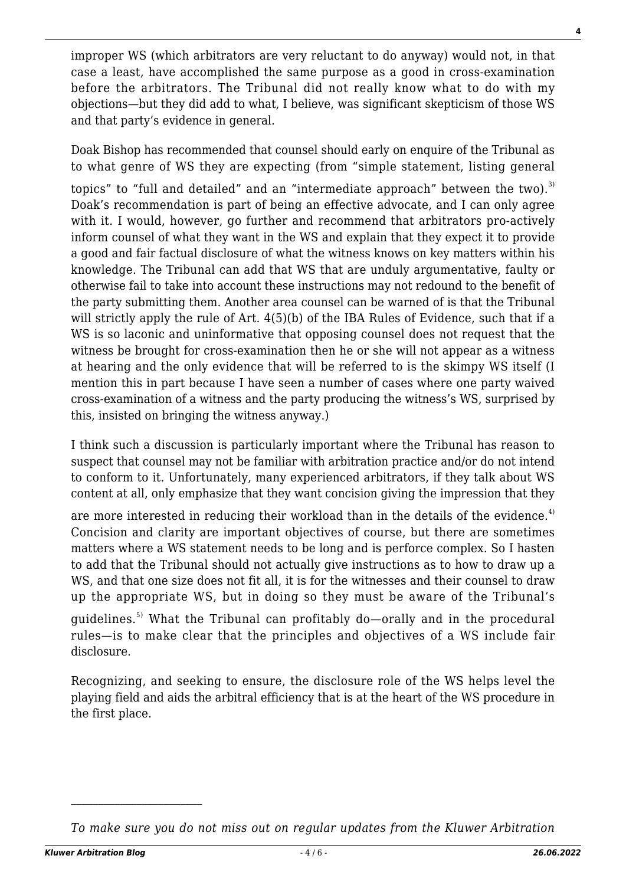improper WS (which arbitrators are very reluctant to do anyway) would not, in that case a least, have accomplished the same purpose as a good in cross-examination before the arbitrators. The Tribunal did not really know what to do with my objections—but they did add to what, I believe, was significant skepticism of those WS and that party's evidence in general.

Doak Bishop has recommended that counsel should early on enquire of the Tribunal as to what genre of WS they are expecting (from "simple statement, listing general topics" to "full and detailed" and an "intermediate approach" between the two).[3] Doak's recommendation is part of being an effective advocate, and I can only agree with it. I would, however, go further and recommend that arbitrators pro-actively inform counsel of what they want in the WS and explain that they expect it to provide a good and fair factual disclosure of what the witness knows on key matters within his knowledge. The Tribunal can add that WS that are unduly argumentative, faulty or otherwise fail to take into account these instructions may not redound to the benefit of the party submitting them. Another area counsel can be warned of is that the Tribunal will strictly apply the rule of Art. 4(5)(b) of the IBA Rules of Evidence, such that if a WS is so laconic and uninformative that opposing counsel does not request that the witness be brought for cross-examination then he or she will not appear as a witness at hearing and the only evidence that will be referred to is the skimpy WS itself (I mention this in part because I have seen a number of cases where one party waived cross-examination of a witness and the party producing the witness's WS, surprised by this, insisted on bringing the witness anyway.)

I think such a discussion is particularly important where the Tribunal has reason to suspect that counsel may not be familiar with arbitration practice and/or do not intend to conform to it. Unfortunately, many experienced arbitrators, if they talk about WS content at all, only emphasize that they want concision giving the impression that they are more interested in reducing their workload than in the details of the evidence.[4] Concision and clarity are important objectives of course, but there are sometimes matters where a WS statement needs to be long and is perforce complex. So I hasten to add that the Tribunal should not actually give instructions as to how to draw up a WS, and that one size does not fit all, it is for the witnesses and their counsel to draw up the appropriate WS, but in doing so they must be aware of the Tribunal's guidelines.[5] What the Tribunal can profitably do—orally and in the procedural rules—is to make clear that the principles and objectives of a WS include fair disclosure.

Recognizing, and seeking to ensure, the disclosure role of the WS helps level the playing field and aids the arbitral efficiency that is at the heart of the WS procedure in the first place.

---

*To make sure you do not miss out on regular updates from the Kluwer Arbitration*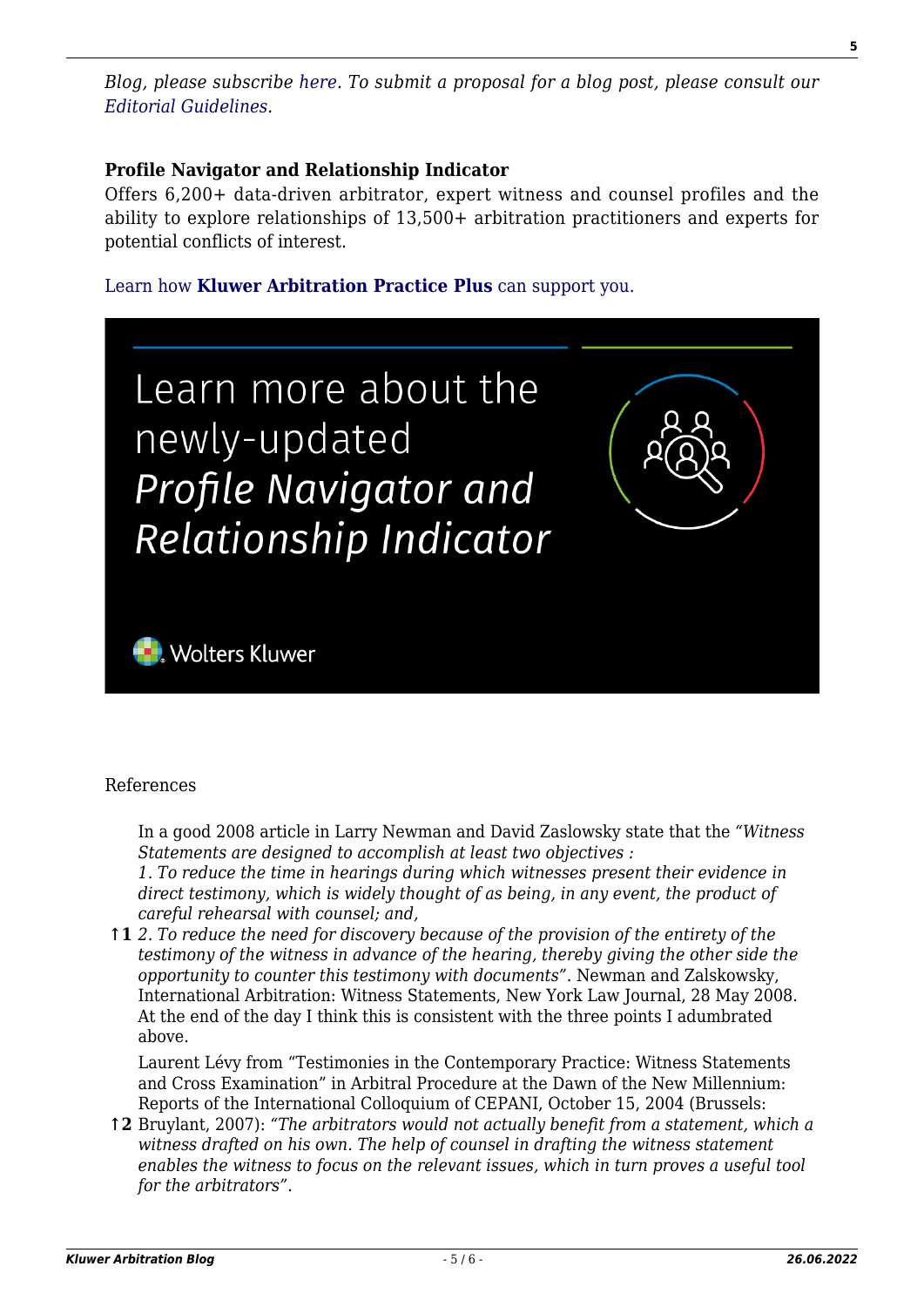*Blog, please subscribe here. To submit a proposal for a blog post, please consult our Editorial Guidelines.*

**Profile Navigator and Relationship Indicator**

Offers 6,200+ data-driven arbitrator, expert witness and counsel profiles and the ability to explore relationships of 13,500+ arbitration practitioners and experts for potential conflicts of interest.

Learn how **Kluwer Arbitration Practice Plus** can support you.

Learn more about the newly-updated *Profile Navigator and Relationship Indicator*

Wolters Kluwer

References

↑1 In a good 2008 article in Larry Newman and David Zaslowsky state that the *"Witness Statements are designed to accomplish at least two objectives :*
*1. To reduce the time in hearings during which witnesses present their evidence in direct testimony, which is widely thought of as being, in any event, the product of careful rehearsal with counsel; and,*
*2. To reduce the need for discovery because of the provision of the entirety of the testimony of the witness in advance of the hearing, thereby giving the other side the opportunity to counter this testimony with documents"*. Newman and Zalskowsky, International Arbitration: Witness Statements, New York Law Journal, 28 May 2008. At the end of the day I think this is consistent with the three points I adumbrated above.

↑2 Laurent Lévy from "Testimonies in the Contemporary Practice: Witness Statements and Cross Examination" in Arbitral Procedure at the Dawn of the New Millennium: Reports of the International Colloquium of CEPANI, October 15, 2004 (Brussels: Bruylant, 2007): *"The arbitrators would not actually benefit from a statement, which a witness drafted on his own. The help of counsel in drafting the witness statement enables the witness to focus on the relevant issues, which in turn proves a useful tool for the arbitrators"*.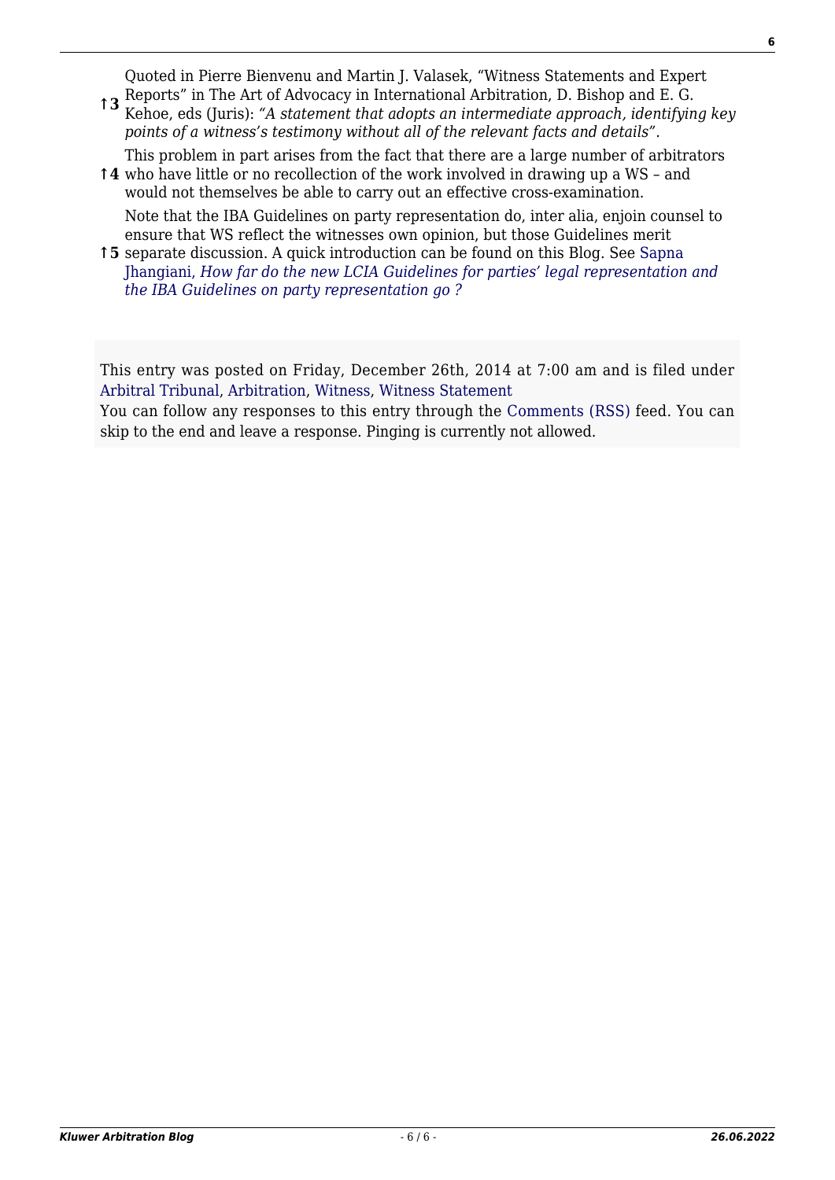↑3 Quoted in Pierre Bienvenu and Martin J. Valasek, "Witness Statements and Expert Reports" in The Art of Advocacy in International Arbitration, D. Bishop and E. G. Kehoe, eds (Juris): *"A statement that adopts an intermediate approach, identifying key points of a witness's testimony without all of the relevant facts and details"*.

↑4 This problem in part arises from the fact that there are a large number of arbitrators who have little or no recollection of the work involved in drawing up a WS – and would not themselves be able to carry out an effective cross-examination.

↑5 Note that the IBA Guidelines on party representation do, inter alia, enjoin counsel to ensure that WS reflect the witnesses own opinion, but those Guidelines merit separate discussion. A quick introduction can be found on this Blog. See Sapna Jhangiani, *How far do the new LCIA Guidelines for parties' legal representation and the IBA Guidelines on party representation go ?*

This entry was posted on Friday, December 26th, 2014 at 7:00 am and is filed under Arbitral Tribunal, Arbitration, Witness, Witness Statement
You can follow any responses to this entry through the Comments (RSS) feed. You can skip to the end and leave a response. Pinging is currently not allowed.